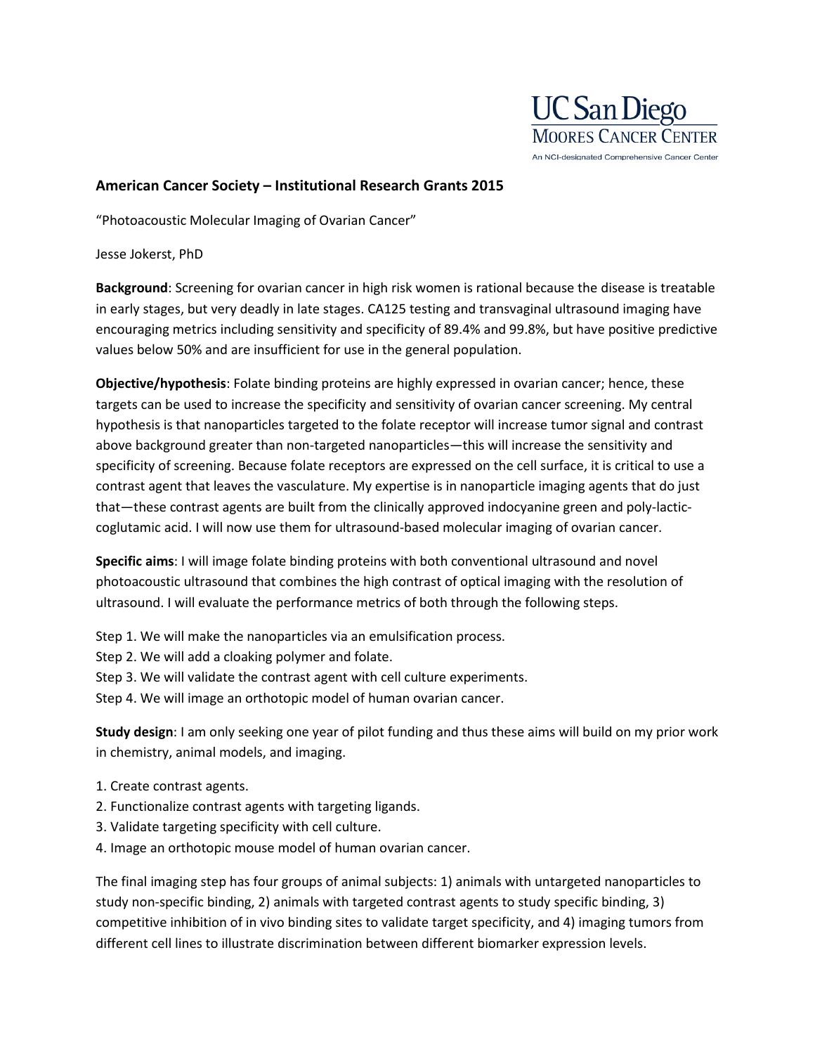UC San Diego
MOORES CANCER CENTER
An NCI-designated Comprehensive Cancer Center

**American Cancer Society – Institutional Research Grants 2015**

"Photoacoustic Molecular Imaging of Ovarian Cancer"

Jesse Jokerst, PhD

**Background**: Screening for ovarian cancer in high risk women is rational because the disease is treatable in early stages, but very deadly in late stages. CA125 testing and transvaginal ultrasound imaging have encouraging metrics including sensitivity and specificity of 89.4% and 99.8%, but have positive predictive values below 50% and are insufficient for use in the general population.

**Objective/hypothesis**: Folate binding proteins are highly expressed in ovarian cancer; hence, these targets can be used to increase the specificity and sensitivity of ovarian cancer screening. My central hypothesis is that nanoparticles targeted to the folate receptor will increase tumor signal and contrast above background greater than non-targeted nanoparticles—this will increase the sensitivity and specificity of screening. Because folate receptors are expressed on the cell surface, it is critical to use a contrast agent that leaves the vasculature. My expertise is in nanoparticle imaging agents that do just that—these contrast agents are built from the clinically approved indocyanine green and poly-lactic-coglutamic acid. I will now use them for ultrasound-based molecular imaging of ovarian cancer.

**Specific aims**: I will image folate binding proteins with both conventional ultrasound and novel photoacoustic ultrasound that combines the high contrast of optical imaging with the resolution of ultrasound. I will evaluate the performance metrics of both through the following steps.

Step 1. We will make the nanoparticles via an emulsification process.
Step 2. We will add a cloaking polymer and folate.
Step 3. We will validate the contrast agent with cell culture experiments.
Step 4. We will image an orthotopic model of human ovarian cancer.

**Study design**: I am only seeking one year of pilot funding and thus these aims will build on my prior work in chemistry, animal models, and imaging.

1. Create contrast agents.
2. Functionalize contrast agents with targeting ligands.
3. Validate targeting specificity with cell culture.
4. Image an orthotopic mouse model of human ovarian cancer.

The final imaging step has four groups of animal subjects: 1) animals with untargeted nanoparticles to study non-specific binding, 2) animals with targeted contrast agents to study specific binding, 3) competitive inhibition of in vivo binding sites to validate target specificity, and 4) imaging tumors from different cell lines to illustrate discrimination between different biomarker expression levels.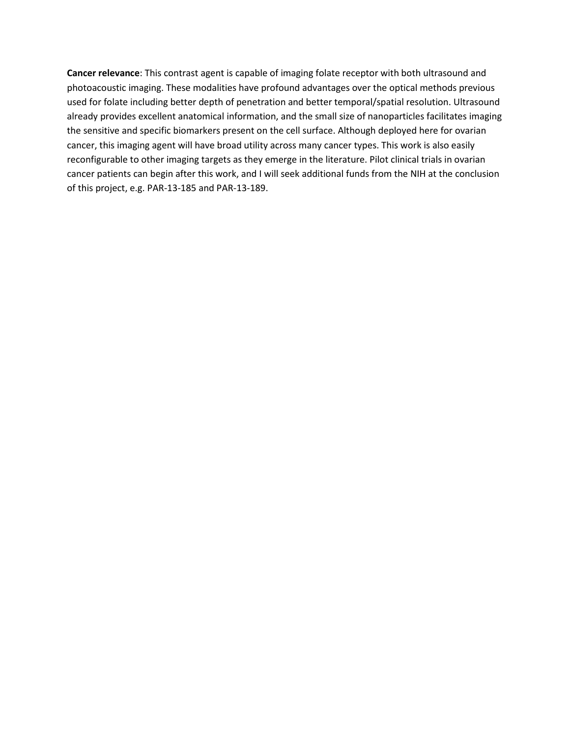**Cancer relevance**: This contrast agent is capable of imaging folate receptor with both ultrasound and photoacoustic imaging. These modalities have profound advantages over the optical methods previous used for folate including better depth of penetration and better temporal/spatial resolution. Ultrasound already provides excellent anatomical information, and the small size of nanoparticles facilitates imaging the sensitive and specific biomarkers present on the cell surface. Although deployed here for ovarian cancer, this imaging agent will have broad utility across many cancer types. This work is also easily reconfigurable to other imaging targets as they emerge in the literature. Pilot clinical trials in ovarian cancer patients can begin after this work, and I will seek additional funds from the NIH at the conclusion of this project, e.g. PAR-13-185 and PAR-13-189.